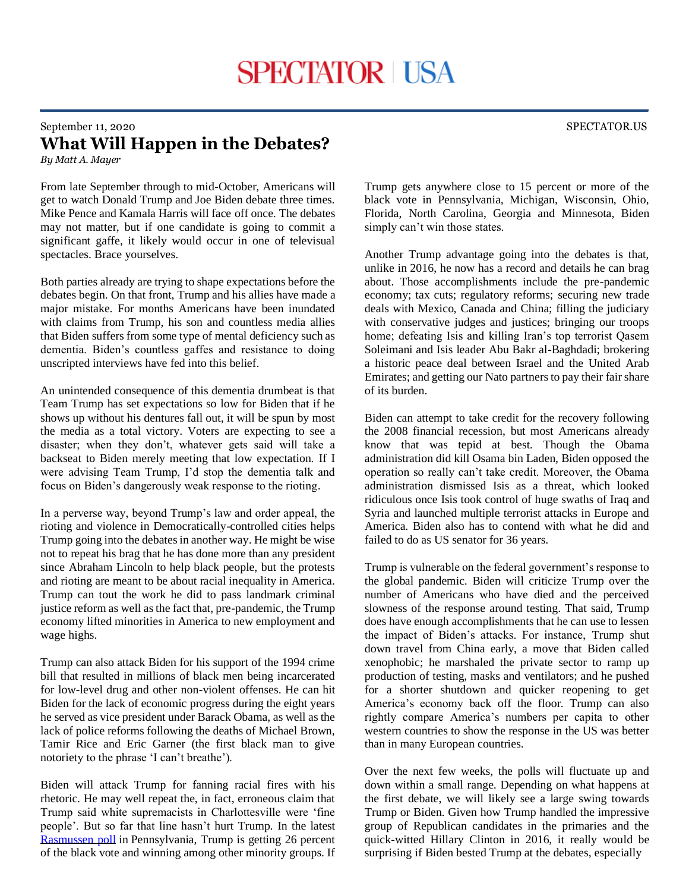September 11, 2020

# What Will Happen in the Debates?

*By Matt A. Mayer*

From late September through to mid-October, Americans will get to watch Donald Trump and Joe Biden debate three times. Mike Pence and Kamala Harris will face off once. The debates may not matter, but if one candidate is going to commit a significant gaffe, it likely would occur in one of televisual spectacles. Brace yourselves.

Both parties already are trying to shape expectations before the debates begin. On that front, Trump and his allies have made a major mistake. For months Americans have been inundated with claims from Trump, his son and countless media allies that Biden suffers from some type of mental deficiency such as dementia. Biden's countless gaffes and resistance to doing unscripted interviews have fed into this belief.

An unintended consequence of this dementia drumbeat is that Team Trump has set expectations so low for Biden that if he shows up without his dentures fall out, it will be spun by most the media as a total victory. Voters are expecting to see a disaster; when they don't, whatever gets said will take a backseat to Biden merely meeting that low expectation. If I were advising Team Trump, I'd stop the dementia talk and focus on Biden's dangerously weak response to the rioting.

In a perverse way, beyond Trump's law and order appeal, the rioting and violence in Democratically-controlled cities helps Trump going into the debates in another way. He might be wise not to repeat his brag that he has done more than any president since Abraham Lincoln to help black people, but the protests and rioting are meant to be about racial inequality in America. Trump can tout the work he did to pass landmark criminal justice reform as well as the fact that, pre-pandemic, the Trump economy lifted minorities in America to new employment and wage highs.

Trump can also attack Biden for his support of the 1994 crime bill that resulted in millions of black men being incarcerated for low-level drug and other non-violent offenses. He can hit Biden for the lack of economic progress during the eight years he served as vice president under Barack Obama, as well as the lack of police reforms following the deaths of Michael Brown, Tamir Rice and Eric Garner (the first black man to give notoriety to the phrase 'I can't breathe').

Biden will attack Trump for fanning racial fires with his rhetoric. He may well repeat the, in fact, erroneous claim that Trump said white supremacists in Charlottesville were 'fine people'. But so far that line hasn't hurt Trump. In the latest [Rasmussen poll] in Pennsylvania, Trump is getting 26 percent of the black vote and winning among other minority groups. If Trump gets anywhere close to 15 percent or more of the black vote in Pennsylvania, Michigan, Wisconsin, Ohio, Florida, North Carolina, Georgia and Minnesota, Biden simply can't win those states.

Another Trump advantage going into the debates is that, unlike in 2016, he now has a record and details he can brag about. Those accomplishments include the pre-pandemic economy; tax cuts; regulatory reforms; securing new trade deals with Mexico, Canada and China; filling the judiciary with conservative judges and justices; bringing our troops home; defeating Isis and killing Iran's top terrorist Qasem Soleimani and Isis leader Abu Bakr al-Baghdadi; brokering a historic peace deal between Israel and the United Arab Emirates; and getting our Nato partners to pay their fair share of its burden.

Biden can attempt to take credit for the recovery following the 2008 financial recession, but most Americans already know that was tepid at best. Though the Obama administration did kill Osama bin Laden, Biden opposed the operation so really can't take credit. Moreover, the Obama administration dismissed Isis as a threat, which looked ridiculous once Isis took control of huge swaths of Iraq and Syria and launched multiple terrorist attacks in Europe and America. Biden also has to contend with what he did and failed to do as US senator for 36 years.

Trump is vulnerable on the federal government's response to the global pandemic. Biden will criticize Trump over the number of Americans who have died and the perceived slowness of the response around testing. That said, Trump does have enough accomplishments that he can use to lessen the impact of Biden's attacks. For instance, Trump shut down travel from China early, a move that Biden called xenophobic; he marshaled the private sector to ramp up production of testing, masks and ventilators; and he pushed for a shorter shutdown and quicker reopening to get America's economy back off the floor. Trump can also rightly compare America's numbers per capita to other western countries to show the response in the US was better than in many European countries.

Over the next few weeks, the polls will fluctuate up and down within a small range. Depending on what happens at the first debate, we will likely see a large swing towards Trump or Biden. Given how Trump handled the impressive group of Republican candidates in the primaries and the quick-witted Hillary Clinton in 2016, it really would be surprising if Biden bested Trump at the debates, especially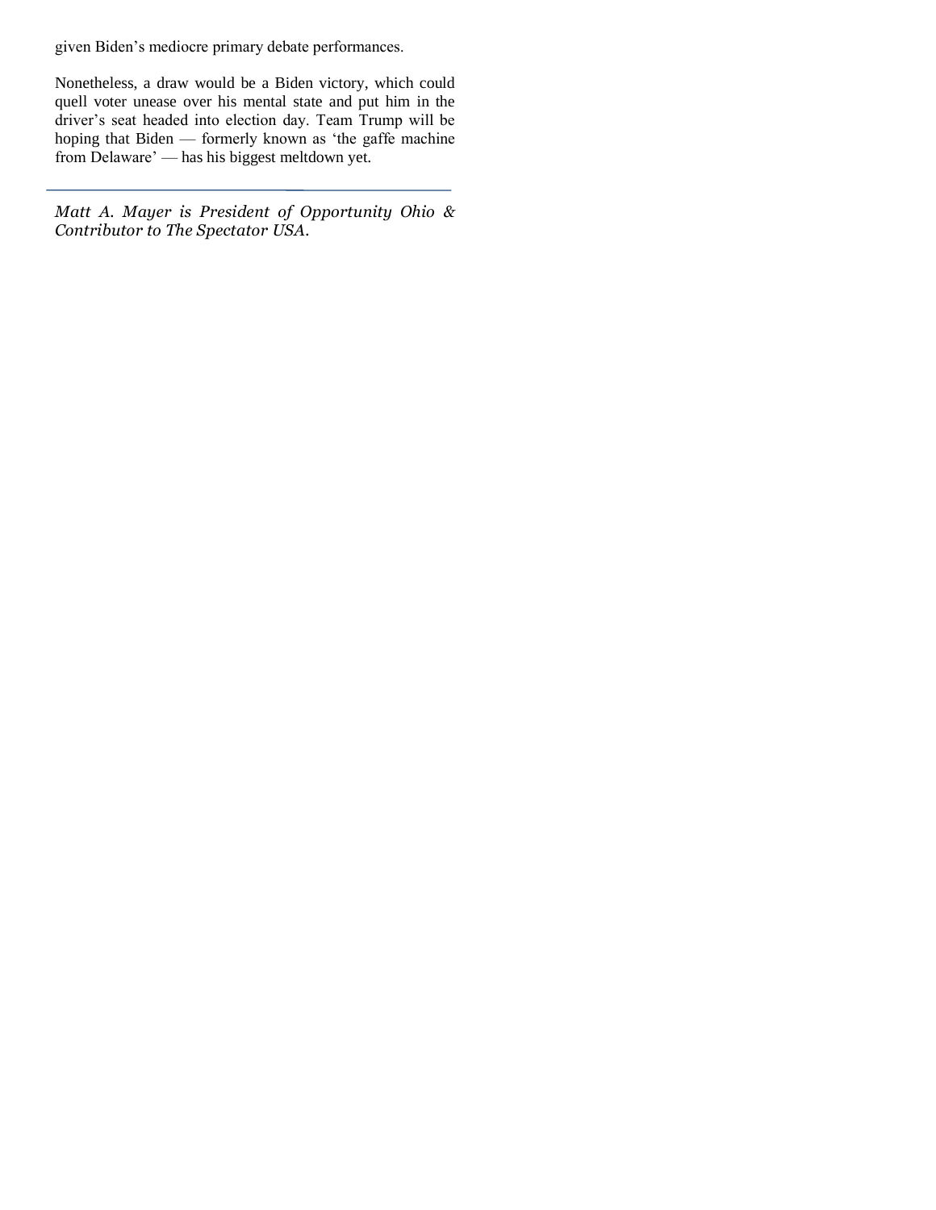given Biden's mediocre primary debate performances.

Nonetheless, a draw would be a Biden victory, which could quell voter unease over his mental state and put him in the driver's seat headed into election day. Team Trump will be hoping that Biden — formerly known as 'the gaffe machine from Delaware' — has his biggest meltdown yet.

---

*Matt A. Mayer is President of Opportunity Ohio & Contributor to The Spectator USA.*